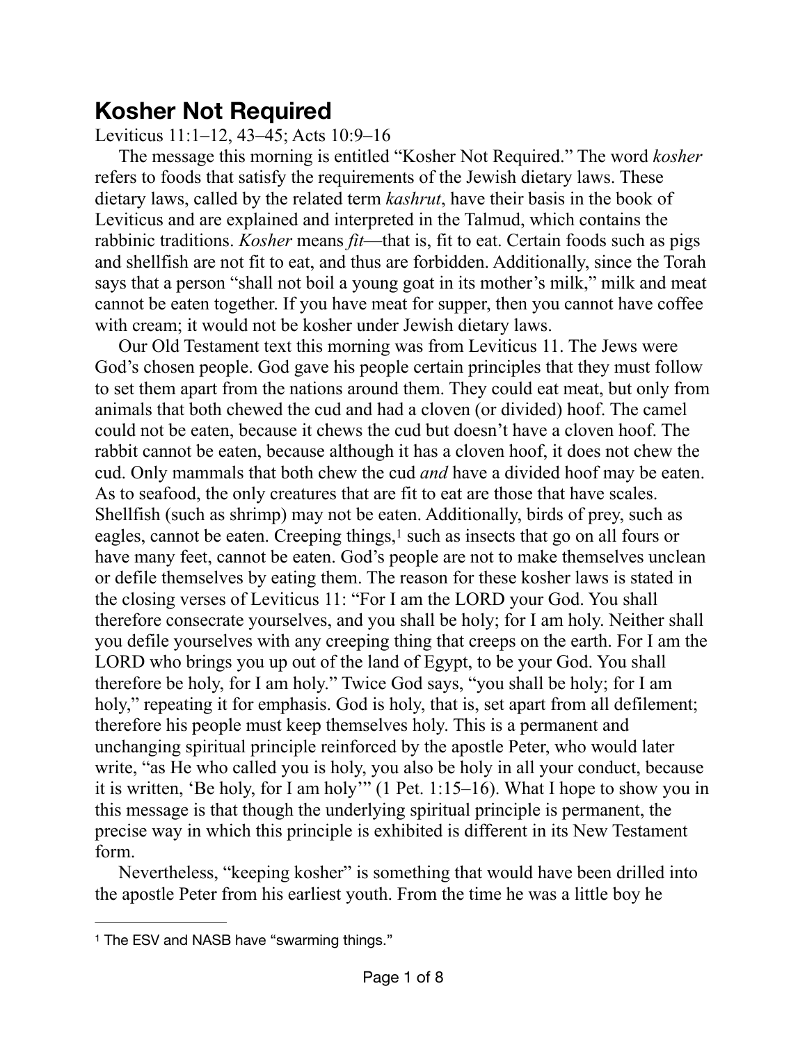# Kosher Not Required

Leviticus 11:1–12, 43–45; Acts 10:9–16

The message this morning is entitled "Kosher Not Required." The word *kosher* refers to foods that satisfy the requirements of the Jewish dietary laws. These dietary laws, called by the related term *kashrut*, have their basis in the book of Leviticus and are explained and interpreted in the Talmud, which contains the rabbinic traditions. *Kosher* means *fit*—that is, fit to eat. Certain foods such as pigs and shellfish are not fit to eat, and thus are forbidden. Additionally, since the Torah says that a person "shall not boil a young goat in its mother's milk," milk and meat cannot be eaten together. If you have meat for supper, then you cannot have coffee with cream; it would not be kosher under Jewish dietary laws.

Our Old Testament text this morning was from Leviticus 11. The Jews were God's chosen people. God gave his people certain principles that they must follow to set them apart from the nations around them. They could eat meat, but only from animals that both chewed the cud and had a cloven (or divided) hoof. The camel could not be eaten, because it chews the cud but doesn't have a cloven hoof. The rabbit cannot be eaten, because although it has a cloven hoof, it does not chew the cud. Only mammals that both chew the cud *and* have a divided hoof may be eaten. As to seafood, the only creatures that are fit to eat are those that have scales. Shellfish (such as shrimp) may not be eaten. Additionally, birds of prey, such as eagles, cannot be eaten. Creeping things,[1] such as insects that go on all fours or have many feet, cannot be eaten. God's people are not to make themselves unclean or defile themselves by eating them. The reason for these kosher laws is stated in the closing verses of Leviticus 11: "For I am the LORD your God. You shall therefore consecrate yourselves, and you shall be holy; for I am holy. Neither shall you defile yourselves with any creeping thing that creeps on the earth. For I am the LORD who brings you up out of the land of Egypt, to be your God. You shall therefore be holy, for I am holy." Twice God says, "you shall be holy; for I am holy," repeating it for emphasis. God is holy, that is, set apart from all defilement; therefore his people must keep themselves holy. This is a permanent and unchanging spiritual principle reinforced by the apostle Peter, who would later write, "as He who called you is holy, you also be holy in all your conduct, because it is written, 'Be holy, for I am holy'" (1 Pet. 1:15–16). What I hope to show you in this message is that though the underlying spiritual principle is permanent, the precise way in which this principle is exhibited is different in its New Testament form.

Nevertheless, "keeping kosher" is something that would have been drilled into the apostle Peter from his earliest youth. From the time he was a little boy he

---

[1] The ESV and NASB have "swarming things."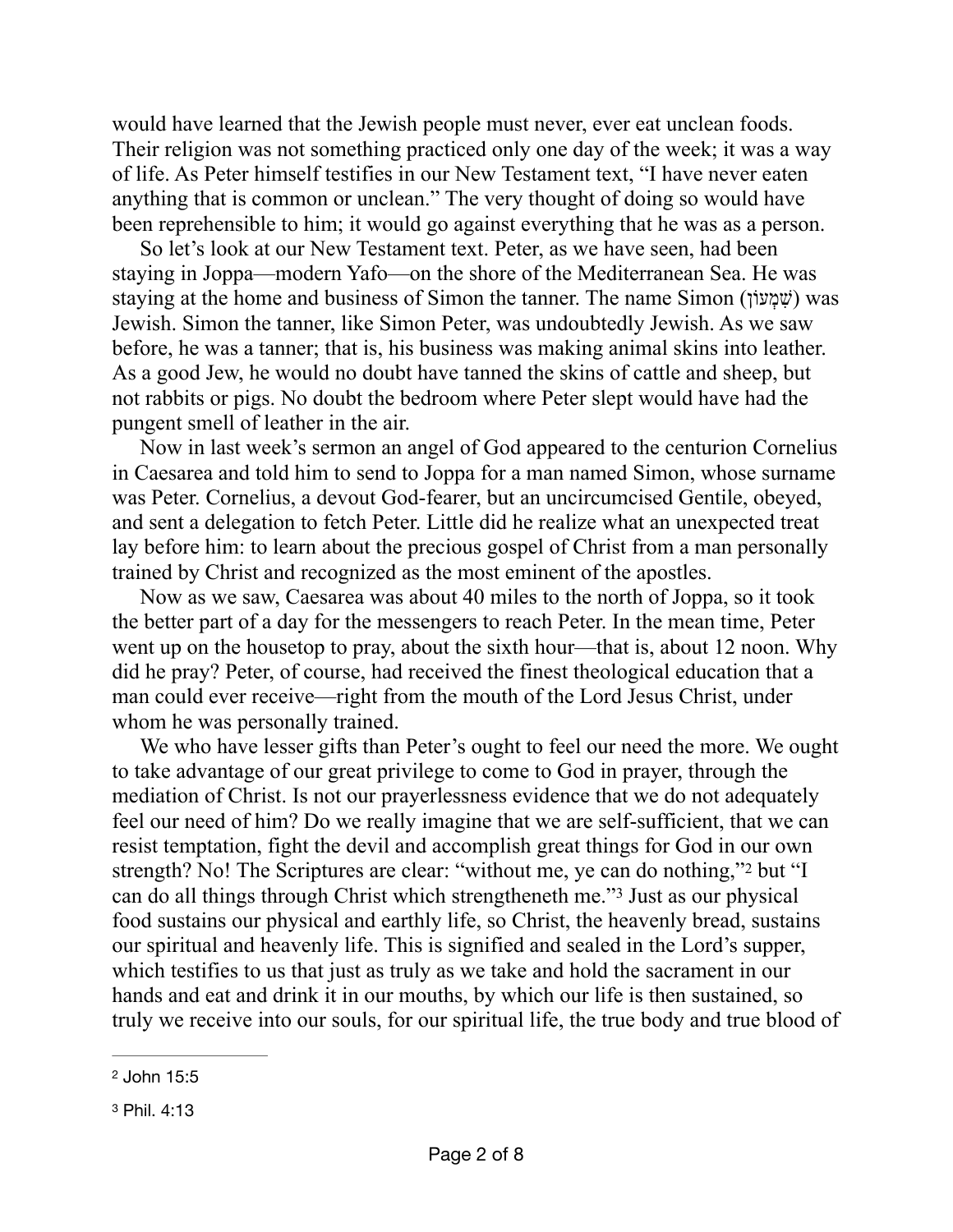would have learned that the Jewish people must never, ever eat unclean foods. Their religion was not something practiced only one day of the week; it was a way of life. As Peter himself testifies in our New Testament text, "I have never eaten anything that is common or unclean." The very thought of doing so would have been reprehensible to him; it would go against everything that he was as a person.

So let's look at our New Testament text. Peter, as we have seen, had been staying in Joppa—modern Yafo—on the shore of the Mediterranean Sea. He was staying at the home and business of Simon the tanner. The name Simon (שִׁמְעוֹן) was Jewish. Simon the tanner, like Simon Peter, was undoubtedly Jewish. As we saw before, he was a tanner; that is, his business was making animal skins into leather. As a good Jew, he would no doubt have tanned the skins of cattle and sheep, but not rabbits or pigs. No doubt the bedroom where Peter slept would have had the pungent smell of leather in the air.

Now in last week's sermon an angel of God appeared to the centurion Cornelius in Caesarea and told him to send to Joppa for a man named Simon, whose surname was Peter. Cornelius, a devout God-fearer, but an uncircumcised Gentile, obeyed, and sent a delegation to fetch Peter. Little did he realize what an unexpected treat lay before him: to learn about the precious gospel of Christ from a man personally trained by Christ and recognized as the most eminent of the apostles.

Now as we saw, Caesarea was about 40 miles to the north of Joppa, so it took the better part of a day for the messengers to reach Peter. In the mean time, Peter went up on the housetop to pray, about the sixth hour—that is, about 12 noon. Why did he pray? Peter, of course, had received the finest theological education that a man could ever receive—right from the mouth of the Lord Jesus Christ, under whom he was personally trained.

We who have lesser gifts than Peter's ought to feel our need the more. We ought to take advantage of our great privilege to come to God in prayer, through the mediation of Christ. Is not our prayerlessness evidence that we do not adequately feel our need of him? Do we really imagine that we are self-sufficient, that we can resist temptation, fight the devil and accomplish great things for God in our own strength? No! The Scriptures are clear: "without me, ye can do nothing,"[2] but "I can do all things through Christ which strengtheneth me."[3] Just as our physical food sustains our physical and earthly life, so Christ, the heavenly bread, sustains our spiritual and heavenly life. This is signified and sealed in the Lord's supper, which testifies to us that just as truly as we take and hold the sacrament in our hands and eat and drink it in our mouths, by which our life is then sustained, so truly we receive into our souls, for our spiritual life, the true body and true blood of

---

[2] John 15:5

[3] Phil. 4:13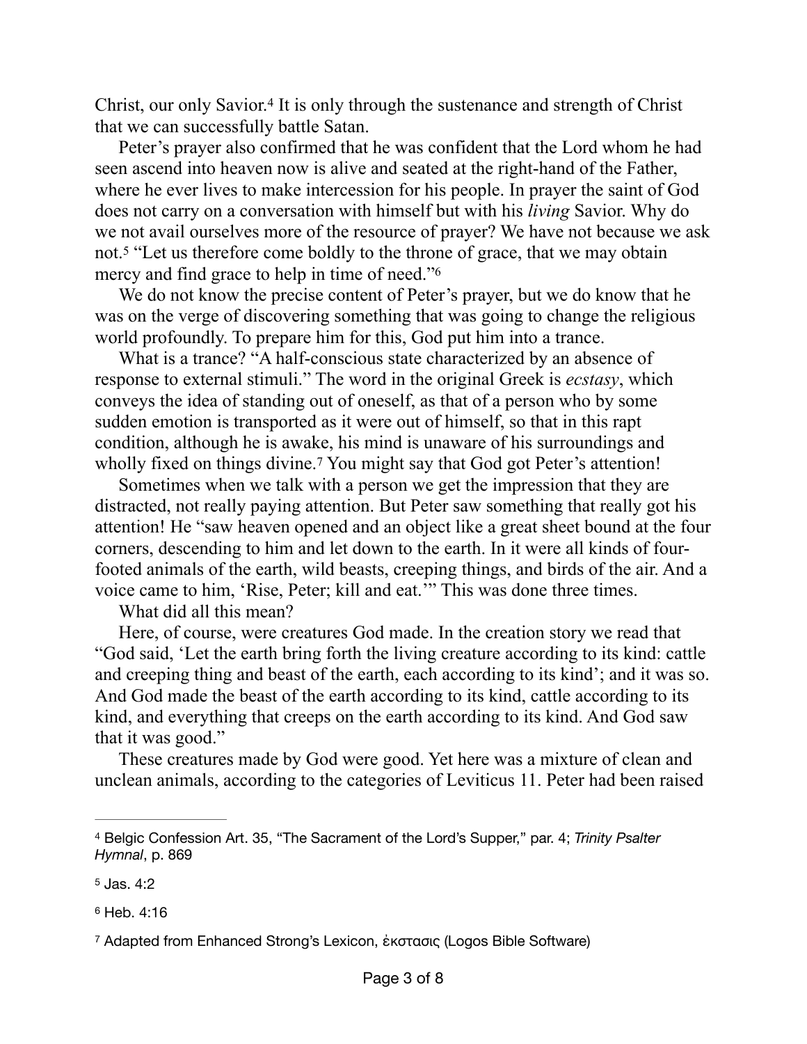Christ, our only Savior.[4] It is only through the sustenance and strength of Christ that we can successfully battle Satan.

Peter's prayer also confirmed that he was confident that the Lord whom he had seen ascend into heaven now is alive and seated at the right-hand of the Father, where he ever lives to make intercession for his people. In prayer the saint of God does not carry on a conversation with himself but with his *living* Savior. Why do we not avail ourselves more of the resource of prayer? We have not because we ask not.[5] "Let us therefore come boldly to the throne of grace, that we may obtain mercy and find grace to help in time of need."[6]

We do not know the precise content of Peter's prayer, but we do know that he was on the verge of discovering something that was going to change the religious world profoundly. To prepare him for this, God put him into a trance.

What is a trance? "A half-conscious state characterized by an absence of response to external stimuli." The word in the original Greek is *ecstasy*, which conveys the idea of standing out of oneself, as that of a person who by some sudden emotion is transported as it were out of himself, so that in this rapt condition, although he is awake, his mind is unaware of his surroundings and wholly fixed on things divine.[7] You might say that God got Peter's attention!

Sometimes when we talk with a person we get the impression that they are distracted, not really paying attention. But Peter saw something that really got his attention! He "saw heaven opened and an object like a great sheet bound at the four corners, descending to him and let down to the earth. In it were all kinds of four-footed animals of the earth, wild beasts, creeping things, and birds of the air. And a voice came to him, 'Rise, Peter; kill and eat.'" This was done three times.

What did all this mean?

Here, of course, were creatures God made. In the creation story we read that "God said, 'Let the earth bring forth the living creature according to its kind: cattle and creeping thing and beast of the earth, each according to its kind'; and it was so. And God made the beast of the earth according to its kind, cattle according to its kind, and everything that creeps on the earth according to its kind. And God saw that it was good."

These creatures made by God were good. Yet here was a mixture of clean and unclean animals, according to the categories of Leviticus 11. Peter had been raised

---

[4] Belgic Confession Art. 35, "The Sacrament of the Lord's Supper," par. 4; *Trinity Psalter Hymnal*, p. 869

[5] Jas. 4:2

[6] Heb. 4:16

[7] Adapted from Enhanced Strong's Lexicon, ἔκστασις (Logos Bible Software)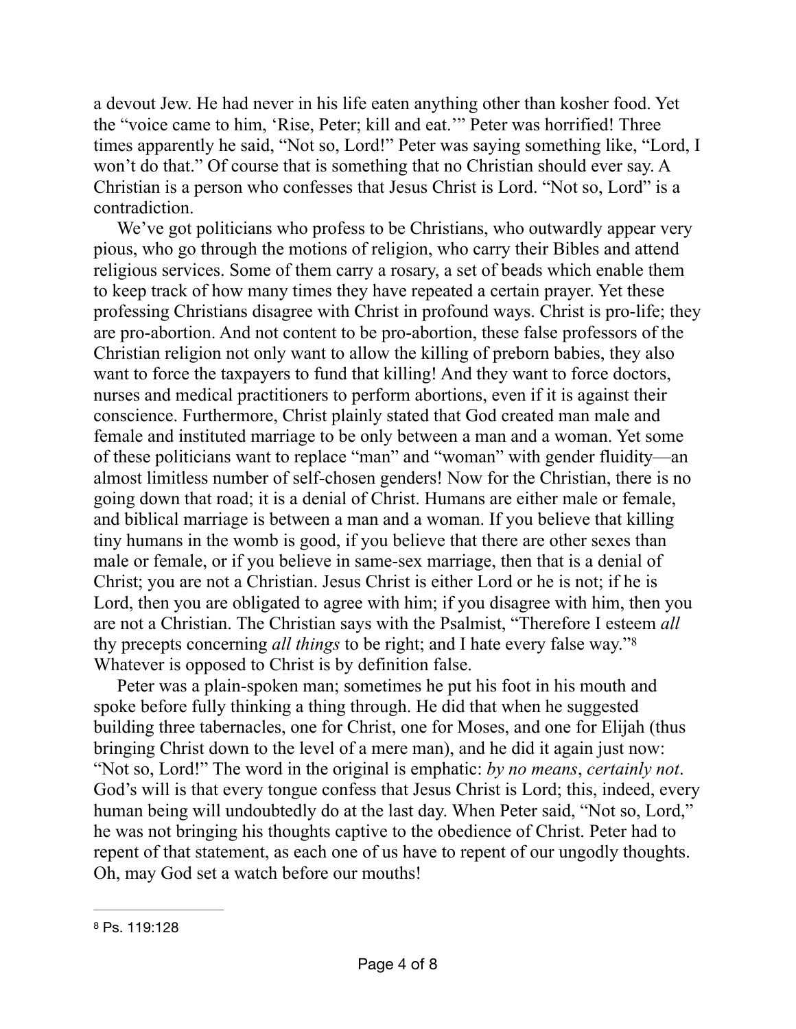a devout Jew. He had never in his life eaten anything other than kosher food. Yet the "voice came to him, 'Rise, Peter; kill and eat.'" Peter was horrified! Three times apparently he said, "Not so, Lord!" Peter was saying something like, "Lord, I won't do that." Of course that is something that no Christian should ever say. A Christian is a person who confesses that Jesus Christ is Lord. "Not so, Lord" is a contradiction.

We've got politicians who profess to be Christians, who outwardly appear very pious, who go through the motions of religion, who carry their Bibles and attend religious services. Some of them carry a rosary, a set of beads which enable them to keep track of how many times they have repeated a certain prayer. Yet these professing Christians disagree with Christ in profound ways. Christ is pro-life; they are pro-abortion. And not content to be pro-abortion, these false professors of the Christian religion not only want to allow the killing of preborn babies, they also want to force the taxpayers to fund that killing! And they want to force doctors, nurses and medical practitioners to perform abortions, even if it is against their conscience. Furthermore, Christ plainly stated that God created man male and female and instituted marriage to be only between a man and a woman. Yet some of these politicians want to replace "man" and "woman" with gender fluidity—an almost limitless number of self-chosen genders! Now for the Christian, there is no going down that road; it is a denial of Christ. Humans are either male or female, and biblical marriage is between a man and a woman. If you believe that killing tiny humans in the womb is good, if you believe that there are other sexes than male or female, or if you believe in same-sex marriage, then that is a denial of Christ; you are not a Christian. Jesus Christ is either Lord or he is not; if he is Lord, then you are obligated to agree with him; if you disagree with him, then you are not a Christian. The Christian says with the Psalmist, "Therefore I esteem *all* thy precepts concerning *all things* to be right; and I hate every false way."[8] Whatever is opposed to Christ is by definition false.

Peter was a plain-spoken man; sometimes he put his foot in his mouth and spoke before fully thinking a thing through. He did that when he suggested building three tabernacles, one for Christ, one for Moses, and one for Elijah (thus bringing Christ down to the level of a mere man), and he did it again just now: "Not so, Lord!" The word in the original is emphatic: *by no means*, *certainly not*. God's will is that every tongue confess that Jesus Christ is Lord; this, indeed, every human being will undoubtedly do at the last day. When Peter said, "Not so, Lord," he was not bringing his thoughts captive to the obedience of Christ. Peter had to repent of that statement, as each one of us have to repent of our ungodly thoughts. Oh, may God set a watch before our mouths!

---

[8] Ps. 119:128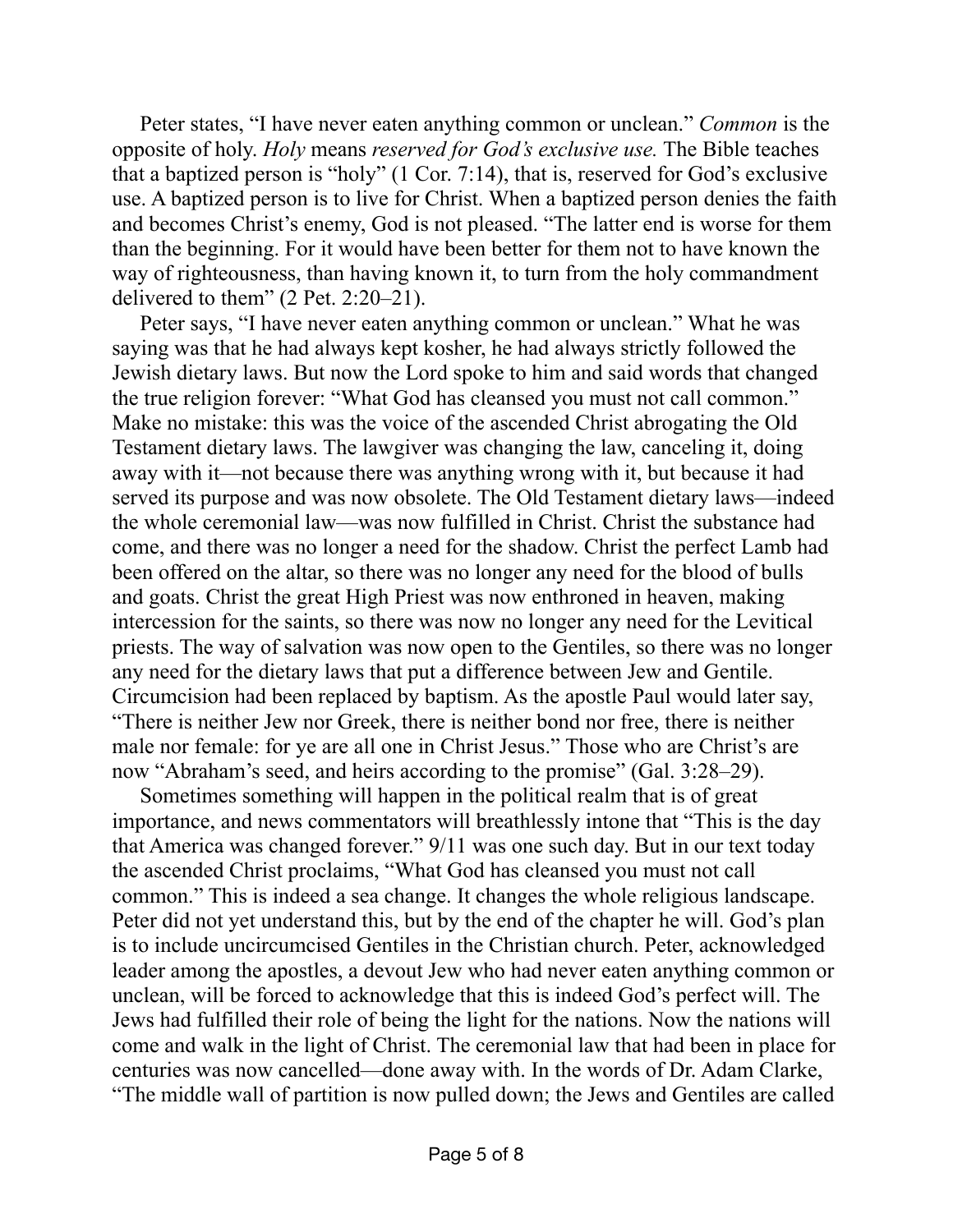Peter states, "I have never eaten anything common or unclean." *Common* is the opposite of holy. *Holy* means *reserved for God's exclusive use.* The Bible teaches that a baptized person is "holy" (1 Cor. 7:14), that is, reserved for God's exclusive use. A baptized person is to live for Christ. When a baptized person denies the faith and becomes Christ's enemy, God is not pleased. "The latter end is worse for them than the beginning. For it would have been better for them not to have known the way of righteousness, than having known it, to turn from the holy commandment delivered to them" (2 Pet. 2:20–21).

Peter says, "I have never eaten anything common or unclean." What he was saying was that he had always kept kosher, he had always strictly followed the Jewish dietary laws. But now the Lord spoke to him and said words that changed the true religion forever: "What God has cleansed you must not call common." Make no mistake: this was the voice of the ascended Christ abrogating the Old Testament dietary laws. The lawgiver was changing the law, canceling it, doing away with it—not because there was anything wrong with it, but because it had served its purpose and was now obsolete. The Old Testament dietary laws—indeed the whole ceremonial law—was now fulfilled in Christ. Christ the substance had come, and there was no longer a need for the shadow. Christ the perfect Lamb had been offered on the altar, so there was no longer any need for the blood of bulls and goats. Christ the great High Priest was now enthroned in heaven, making intercession for the saints, so there was now no longer any need for the Levitical priests. The way of salvation was now open to the Gentiles, so there was no longer any need for the dietary laws that put a difference between Jew and Gentile. Circumcision had been replaced by baptism. As the apostle Paul would later say, "There is neither Jew nor Greek, there is neither bond nor free, there is neither male nor female: for ye are all one in Christ Jesus." Those who are Christ's are now "Abraham's seed, and heirs according to the promise" (Gal. 3:28–29).

Sometimes something will happen in the political realm that is of great importance, and news commentators will breathlessly intone that "This is the day that America was changed forever." 9/11 was one such day. But in our text today the ascended Christ proclaims, "What God has cleansed you must not call common." This is indeed a sea change. It changes the whole religious landscape. Peter did not yet understand this, but by the end of the chapter he will. God's plan is to include uncircumcised Gentiles in the Christian church. Peter, acknowledged leader among the apostles, a devout Jew who had never eaten anything common or unclean, will be forced to acknowledge that this is indeed God's perfect will. The Jews had fulfilled their role of being the light for the nations. Now the nations will come and walk in the light of Christ. The ceremonial law that had been in place for centuries was now cancelled—done away with. In the words of Dr. Adam Clarke, "The middle wall of partition is now pulled down; the Jews and Gentiles are called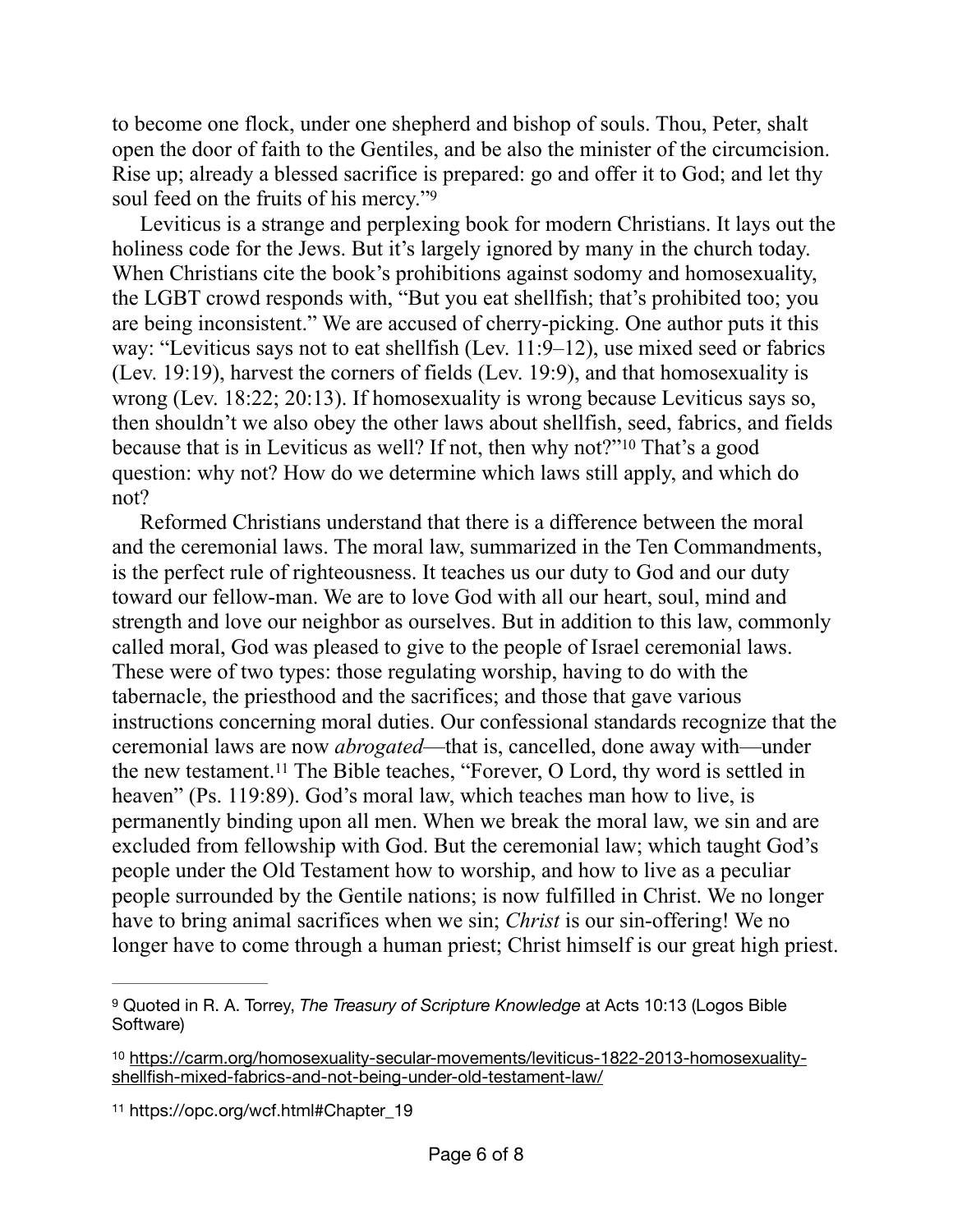to become one flock, under one shepherd and bishop of souls. Thou, Peter, shalt open the door of faith to the Gentiles, and be also the minister of the circumcision. Rise up; already a blessed sacrifice is prepared: go and offer it to God; and let thy soul feed on the fruits of his mercy."[9]

Leviticus is a strange and perplexing book for modern Christians. It lays out the holiness code for the Jews. But it's largely ignored by many in the church today. When Christians cite the book's prohibitions against sodomy and homosexuality, the LGBT crowd responds with, "But you eat shellfish; that's prohibited too; you are being inconsistent." We are accused of cherry-picking. One author puts it this way: "Leviticus says not to eat shellfish (Lev. 11:9–12), use mixed seed or fabrics (Lev. 19:19), harvest the corners of fields (Lev. 19:9), and that homosexuality is wrong (Lev. 18:22; 20:13). If homosexuality is wrong because Leviticus says so, then shouldn't we also obey the other laws about shellfish, seed, fabrics, and fields because that is in Leviticus as well? If not, then why not?"[10] That's a good question: why not? How do we determine which laws still apply, and which do not?

Reformed Christians understand that there is a difference between the moral and the ceremonial laws. The moral law, summarized in the Ten Commandments, is the perfect rule of righteousness. It teaches us our duty to God and our duty toward our fellow-man. We are to love God with all our heart, soul, mind and strength and love our neighbor as ourselves. But in addition to this law, commonly called moral, God was pleased to give to the people of Israel ceremonial laws. These were of two types: those regulating worship, having to do with the tabernacle, the priesthood and the sacrifices; and those that gave various instructions concerning moral duties. Our confessional standards recognize that the ceremonial laws are now *abrogated*—that is, cancelled, done away with—under the new testament.[11] The Bible teaches, "Forever, O Lord, thy word is settled in heaven" (Ps. 119:89). God's moral law, which teaches man how to live, is permanently binding upon all men. When we break the moral law, we sin and are excluded from fellowship with God. But the ceremonial law; which taught God's people under the Old Testament how to worship, and how to live as a peculiar people surrounded by the Gentile nations; is now fulfilled in Christ. We no longer have to bring animal sacrifices when we sin; *Christ* is our sin-offering! We no longer have to come through a human priest; Christ himself is our great high priest.

---

[9] Quoted in R. A. Torrey, *The Treasury of Scripture Knowledge* at Acts 10:13 (Logos Bible Software)

[10] https://carm.org/homosexuality-secular-movements/leviticus-1822-2013-homosexuality-shellfish-mixed-fabrics-and-not-being-under-old-testament-law/

[11] https://opc.org/wcf.html#Chapter_19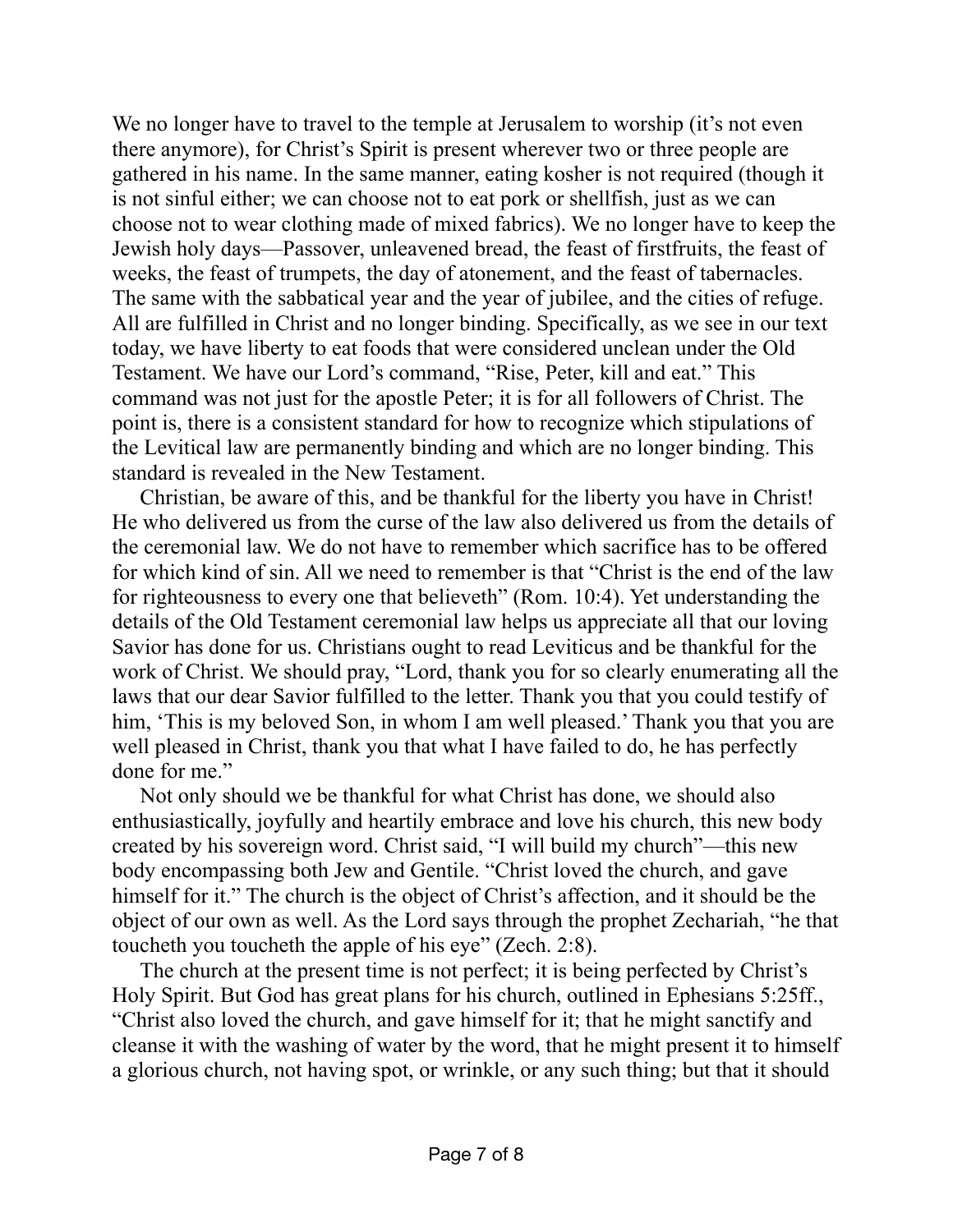We no longer have to travel to the temple at Jerusalem to worship (it's not even there anymore), for Christ's Spirit is present wherever two or three people are gathered in his name. In the same manner, eating kosher is not required (though it is not sinful either; we can choose not to eat pork or shellfish, just as we can choose not to wear clothing made of mixed fabrics). We no longer have to keep the Jewish holy days—Passover, unleavened bread, the feast of firstfruits, the feast of weeks, the feast of trumpets, the day of atonement, and the feast of tabernacles. The same with the sabbatical year and the year of jubilee, and the cities of refuge. All are fulfilled in Christ and no longer binding. Specifically, as we see in our text today, we have liberty to eat foods that were considered unclean under the Old Testament. We have our Lord's command, "Rise, Peter, kill and eat." This command was not just for the apostle Peter; it is for all followers of Christ. The point is, there is a consistent standard for how to recognize which stipulations of the Levitical law are permanently binding and which are no longer binding. This standard is revealed in the New Testament.

Christian, be aware of this, and be thankful for the liberty you have in Christ! He who delivered us from the curse of the law also delivered us from the details of the ceremonial law. We do not have to remember which sacrifice has to be offered for which kind of sin. All we need to remember is that "Christ is the end of the law for righteousness to every one that believeth" (Rom. 10:4). Yet understanding the details of the Old Testament ceremonial law helps us appreciate all that our loving Savior has done for us. Christians ought to read Leviticus and be thankful for the work of Christ. We should pray, "Lord, thank you for so clearly enumerating all the laws that our dear Savior fulfilled to the letter. Thank you that you could testify of him, 'This is my beloved Son, in whom I am well pleased.' Thank you that you are well pleased in Christ, thank you that what I have failed to do, he has perfectly done for me."

Not only should we be thankful for what Christ has done, we should also enthusiastically, joyfully and heartily embrace and love his church, this new body created by his sovereign word. Christ said, "I will build my church"—this new body encompassing both Jew and Gentile. "Christ loved the church, and gave himself for it." The church is the object of Christ's affection, and it should be the object of our own as well. As the Lord says through the prophet Zechariah, "he that toucheth you toucheth the apple of his eye" (Zech. 2:8).

The church at the present time is not perfect; it is being perfected by Christ's Holy Spirit. But God has great plans for his church, outlined in Ephesians 5:25ff., "Christ also loved the church, and gave himself for it; that he might sanctify and cleanse it with the washing of water by the word, that he might present it to himself a glorious church, not having spot, or wrinkle, or any such thing; but that it should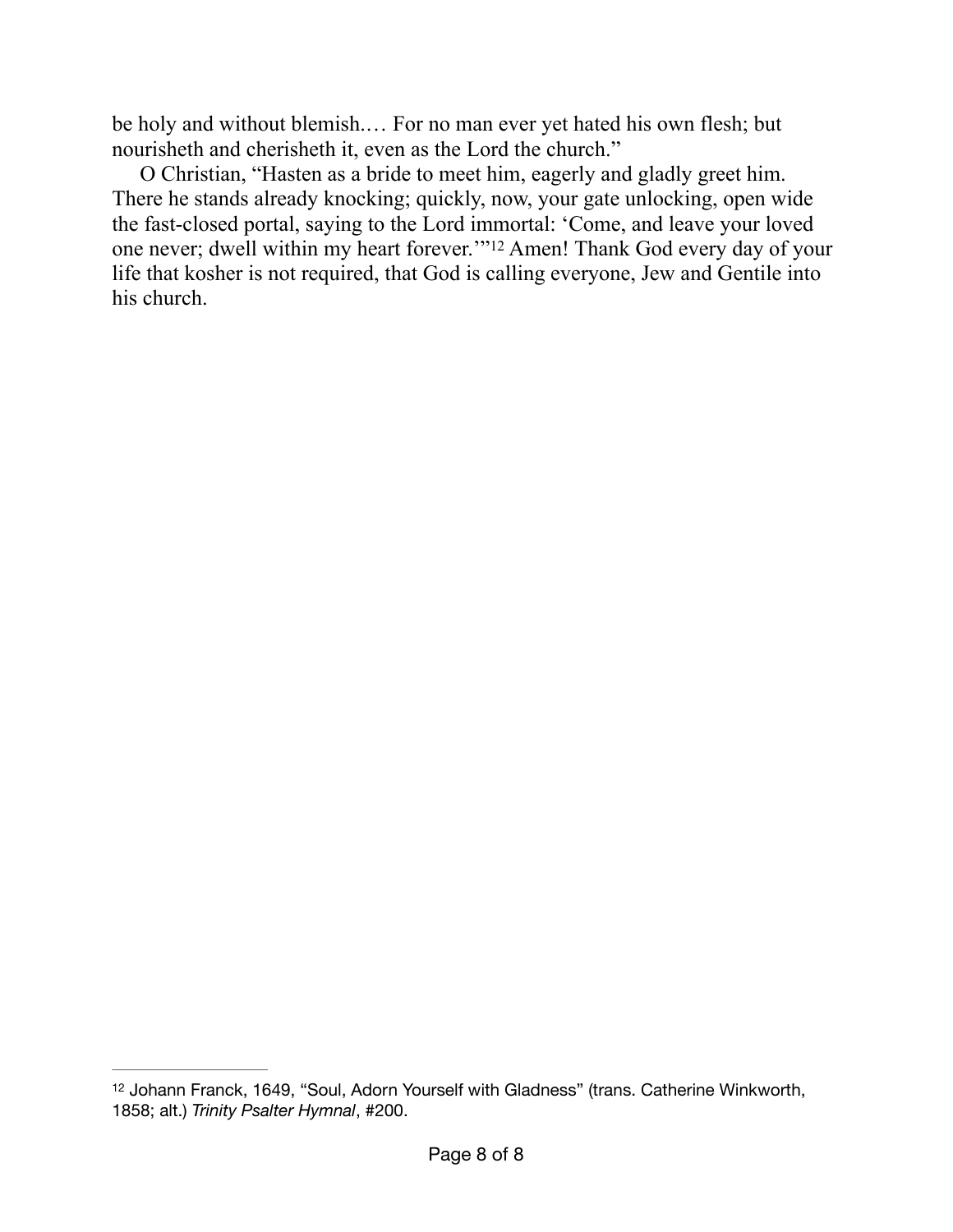be holy and without blemish.… For no man ever yet hated his own flesh; but nourisheth and cherisheth it, even as the Lord the church."

O Christian, "Hasten as a bride to meet him, eagerly and gladly greet him. There he stands already knocking; quickly, now, your gate unlocking, open wide the fast-closed portal, saying to the Lord immortal: 'Come, and leave your loved one never; dwell within my heart forever.'"[12] Amen! Thank God every day of your life that kosher is not required, that God is calling everyone, Jew and Gentile into his church.

---

[12] Johann Franck, 1649, "Soul, Adorn Yourself with Gladness" (trans. Catherine Winkworth, 1858; alt.) *Trinity Psalter Hymnal*, #200.